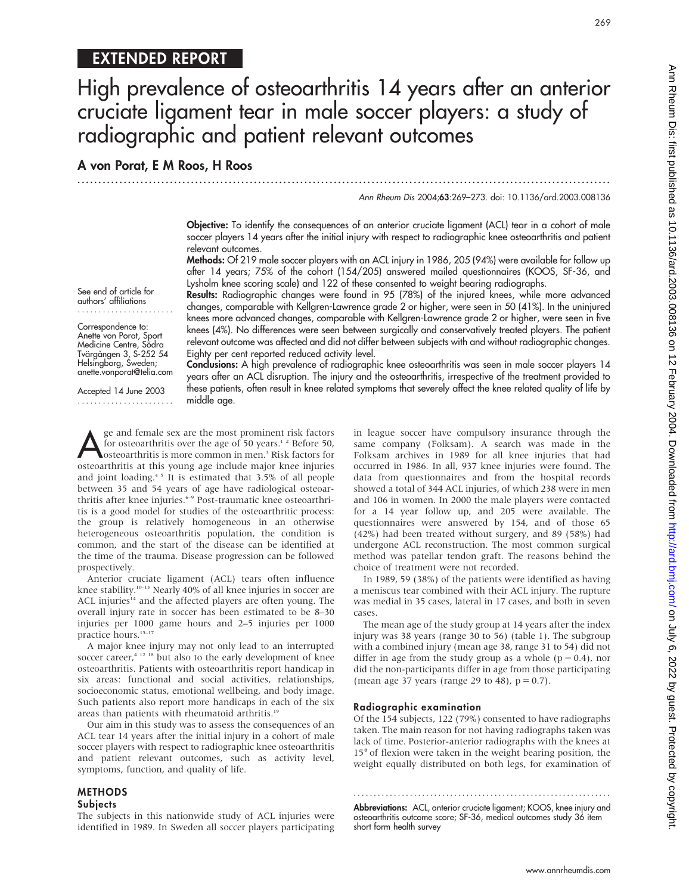EXTENDED REPORT

# High prevalence of osteoarthritis 14 years after an anterior cruciate ligament tear in male soccer players: a study of radiographic and patient relevant outcomes

**A von Porat, E M Roos, H Roos**

*Ann Rheum Dis* 2004;**63**:269–273. doi: 10.1136/ard.2003.008136

See end of article for authors' affiliations

Correspondence to: Anette von Porat, Sport Medicine Centre, Södra Tvärgången 3, S-252 54 Helsingborg, Sweden; anette.vonporat@telia.com

Accepted 14 June 2003

**Objective:** To identify the consequences of an anterior cruciate ligament (ACL) tear in a cohort of male soccer players 14 years after the initial injury with respect to radiographic knee osteoarthritis and patient relevant outcomes.

**Methods:** Of 219 male soccer players with an ACL injury in 1986, 205 (94%) were available for follow up after 14 years; 75% of the cohort (154/205) answered mailed questionnaires (KOOS, SF-36, and Lysholm knee scoring scale) and 122 of these consented to weight bearing radiographs.

**Results:** Radiographic changes were found in 95 (78%) of the injured knees, while more advanced changes, comparable with Kellgren-Lawrence grade 2 or higher, were seen in 50 (41%). In the uninjured knees more advanced changes, comparable with Kellgren-Lawrence grade 2 or higher, were seen in five knees (4%). No differences were seen between surgically and conservatively treated players. The patient relevant outcome was affected and did not differ between subjects with and without radiographic changes. Eighty per cent reported reduced activity level.

**Conclusions:** A high prevalence of radiographic knee osteoarthritis was seen in male soccer players 14 years after an ACL disruption. The injury and the osteoarthritis, irrespective of the treatment provided to these patients, often result in knee related symptoms that severely affect the knee related quality of life by middle age.

Age and female sex are the most prominent risk factors for osteoarthritis over the age of 50 years.[1 2] Before 50, osteoarthritis is more common in men.[3] Risk factors for osteoarthritis at this young age include major knee injuries and joint loading.[4 5] It is estimated that 3.5% of all people between 35 and 54 years of age have radiological osteoarthritis after knee injuries.[6–9] Post-traumatic knee osteoarthritis is a good model for studies of the osteoarthritic process: the group is relatively homogeneous in an otherwise heterogeneous osteoarthritis population, the condition is common, and the start of the disease can be identified at the time of the trauma. Disease progression can be followed prospectively.

Anterior cruciate ligament (ACL) tears often influence knee stability.[10–13] Nearly 40% of all knee injuries in soccer are ACL injuries[14] and the affected players are often young. The overall injury rate in soccer has been estimated to be 8–30 injuries per 1000 game hours and 2–5 injuries per 1000 practice hours.[15–17]

A major knee injury may not only lead to an interrupted soccer career,[4 12 18] but also to the early development of knee osteoarthritis. Patients with osteoarthritis report handicap in six areas: functional and social activities, relationships, socioeconomic status, emotional wellbeing, and body image. Such patients also report more handicaps in each of the six areas than patients with rheumatoid arthritis.[19]

Our aim in this study was to assess the consequences of an ACL tear 14 years after the initial injury in a cohort of male soccer players with respect to radiographic knee osteoarthritis and patient relevant outcomes, such as activity level, symptoms, function, and quality of life.

## METHODS

### Subjects

The subjects in this nationwide study of ACL injuries were identified in 1989. In Sweden all soccer players participating in league soccer have compulsory insurance through the same company (Folksam). A search was made in the Folksam archives in 1989 for all knee injuries that had occurred in 1986. In all, 937 knee injuries were found. The data from questionnaires and from the hospital records showed a total of 344 ACL injuries, of which 238 were in men and 106 in women. In 2000 the male players were contacted for a 14 year follow up, and 205 were available. The questionnaires were answered by 154, and of those 65 (42%) had been treated without surgery, and 89 (58%) had undergone ACL reconstruction. The most common surgical method was patellar tendon graft. The reasons behind the choice of treatment were not recorded.

In 1989, 59 (38%) of the patients were identified as having a meniscus tear combined with their ACL injury. The rupture was medial in 35 cases, lateral in 17 cases, and both in seven cases.

The mean age of the study group at 14 years after the index injury was 38 years (range 30 to 56) (table 1). The subgroup with a combined injury (mean age 38, range 31 to 54) did not differ in age from the study group as a whole ($p = 0.4$), nor did the non-participants differ in age from those participating (mean age 37 years (range 29 to 48), $p = 0.7$).

### Radiographic examination

Of the 154 subjects, 122 (79%) consented to have radiographs taken. The main reason for not having radiographs taken was lack of time. Posterior-anterior radiographs with the knees at 15° of flexion were taken in the weight bearing position, the weight equally distributed on both legs, for examination of

**Abbreviations:** ACL, anterior cruciate ligament; KOOS, knee injury and osteoarthritis outcome score; SF-36, medical outcomes study 36 item short form health survey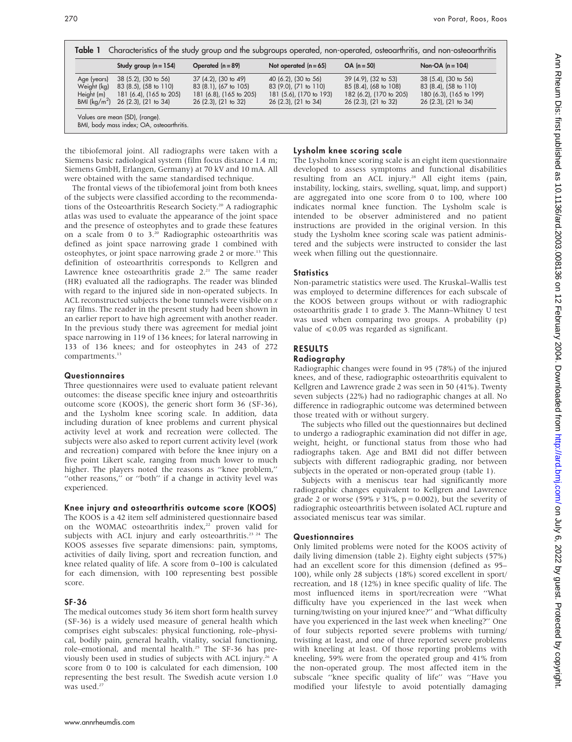**Table 1** Characteristics of the study group and the subgroups operated, non-operated, osteoarthritis, and non-osteoarthritis

|  | Study group (n = 154) | Operated (n = 89) | Not operated (n = 65) | OA (n = 50) | Non-OA (n = 104) |
|---|---|---|---|---|---|
| Age (years) | 38 (5.2), (30 to 56) | 37 (4.2), (30 to 49) | 40 (6.2), (30 to 56) | 39 (4.9), (32 to 53) | 38 (5.4), (30 to 56) |
| Weight (kg) | 83 (8.5), (58 to 110) | 83 (8.1), (67 to 105) | 83 (9.0), (71 to 110) | 85 (8.4), (68 to 108) | 83 (8.4), (58 to 110) |
| Height (m) | 181 (6.4), (165 to 205) | 181 (6.8), (165 to 205) | 181 (5.6), (170 to 193) | 182 (6.2), (170 to 205) | 180 (6.3), (165 to 199) |
| BMI (kg/m$^2$) | 26 (2.3), (21 to 34) | 26 (2.3), (21 to 32) | 26 (2.3), (21 to 32) | 26 (2.3), (21 to 32) | 26 (2.3), (21 to 34) |

Values are mean (SD), (range).
BMI, body mass index; OA, osteoarthritis.

the tibiofemoral joint. All radiographs were taken with a Siemens basic radiological system (film focus distance 1.4 m; Siemens GmbH, Erlangen, Germany) at 70 kV and 10 mA. All were obtained with the same standardised technique.

The frontal views of the tibiofemoral joint from both knees of the subjects were classified according to the recommendations of the Osteoarthritis Research Society.[20] A radiographic atlas was used to evaluate the appearance of the joint space and the presence of osteophytes and to grade these features on a scale from 0 to 3.[20] Radiographic osteoarthritis was defined as joint space narrowing grade 1 combined with osteophytes, or joint space narrowing grade 2 or more.[13] This definition of osteoarthritis corresponds to Kellgren and Lawrence knee osteoarthritis grade 2.[21] The same reader (HR) evaluated all the radiographs. The reader was blinded with regard to the injured side in non-operated subjects. In ACL reconstructed subjects the bone tunnels were visible on *x* ray films. The reader in the present study had been shown in an earlier report to have high agreement with another reader. In the previous study there was agreement for medial joint space narrowing in 119 of 136 knees; for lateral narrowing in 133 of 136 knees; and for osteophytes in 243 of 272 compartments.[13]

### Questionnaires

Three questionnaires were used to evaluate patient relevant outcomes: the disease specific knee injury and osteoarthritis outcome score (KOOS), the generic short form 36 (SF-36), and the Lysholm knee scoring scale. In addition, data including duration of knee problems and current physical activity level at work and recreation were collected. The subjects were also asked to report current activity level (work and recreation) compared with before the knee injury on a five point Likert scale, ranging from much lower to much higher. The players noted the reasons as "knee problem," "other reasons," or "both" if a change in activity level was experienced.

### Knee injury and osteoarthritis outcome score (KOOS)

The KOOS is a 42 item self administered questionnaire based on the WOMAC osteoarthritis index,[22] proven valid for subjects with ACL injury and early osteoarthritis.[23 24] The KOOS assesses five separate dimensions: pain, symptoms, activities of daily living, sport and recreation function, and knee related quality of life. A score from 0–100 is calculated for each dimension, with 100 representing best possible score.

### SF-36

The medical outcomes study 36 item short form health survey (SF-36) is a widely used measure of general health which comprises eight subscales: physical functioning, role–physical, bodily pain, general health, vitality, social functioning, role–emotional, and mental health.[25] The SF-36 has previously been used in studies of subjects with ACL injury.[26] A score from 0 to 100 is calculated for each dimension, 100 representing the best result. The Swedish acute version 1.0 was used.[27]

### Lysholm knee scoring scale

The Lysholm knee scoring scale is an eight item questionnaire developed to assess symptoms and functional disabilities resulting from an ACL injury.[28] All eight items (pain, instability, locking, stairs, swelling, squat, limp, and support) are aggregated into one score from 0 to 100, where 100 indicates normal knee function. The Lysholm scale is intended to be observer administered and no patient instructions are provided in the original version. In this study the Lysholm knee scoring scale was patient administered and the subjects were instructed to consider the last week when filling out the questionnaire.

### Statistics

Non-parametric statistics were used. The Kruskal–Wallis test was employed to determine differences for each subscale of the KOOS between groups without or with radiographic osteoarthritis grade 1 to grade 3. The Mann–Whitney U test was used when comparing two groups. A probability (p) value of $\leq 0.05$ was regarded as significant.

## RESULTS

### Radiography

Radiographic changes were found in 95 (78%) of the injured knees, and of these, radiographic osteoarthritis equivalent to Kellgren and Lawrence grade 2 was seen in 50 (41%). Twenty seven subjects (22%) had no radiographic changes at all. No difference in radiographic outcome was determined between those treated with or without surgery.

The subjects who filled out the questionnaires but declined to undergo a radiographic examination did not differ in age, weight, height, or functional status from those who had radiographs taken. Age and BMI did not differ between subjects with different radiographic grading, nor between subjects in the operated or non-operated group (table 1).

Subjects with a meniscus tear had significantly more radiographic changes equivalent to Kellgren and Lawrence grade 2 or worse (59% *v* 31%, p = 0.002), but the severity of radiographic osteoarthritis between isolated ACL rupture and associated meniscus tear was similar.

### Questionnaires

Only limited problems were noted for the KOOS activity of daily living dimension (table 2). Eighty eight subjects (57%) had an excellent score for this dimension (defined as 95–100), while only 28 subjects (18%) scored excellent in sport/recreation, and 18 (12%) in knee specific quality of life. The most influenced items in sport/recreation were "What difficulty have you experienced in the last week when turning/twisting on your injured knee?" and "What difficulty have you experienced in the last week when kneeling?" One of four subjects reported severe problems with turning/twisting at least, and one of three reported severe problems with kneeling at least. Of those reporting problems with kneeling, 59% were from the operated group and 41% from the non-operated group. The most affected item in the subscale "knee specific quality of life" was "Have you modified your lifestyle to avoid potentially damaging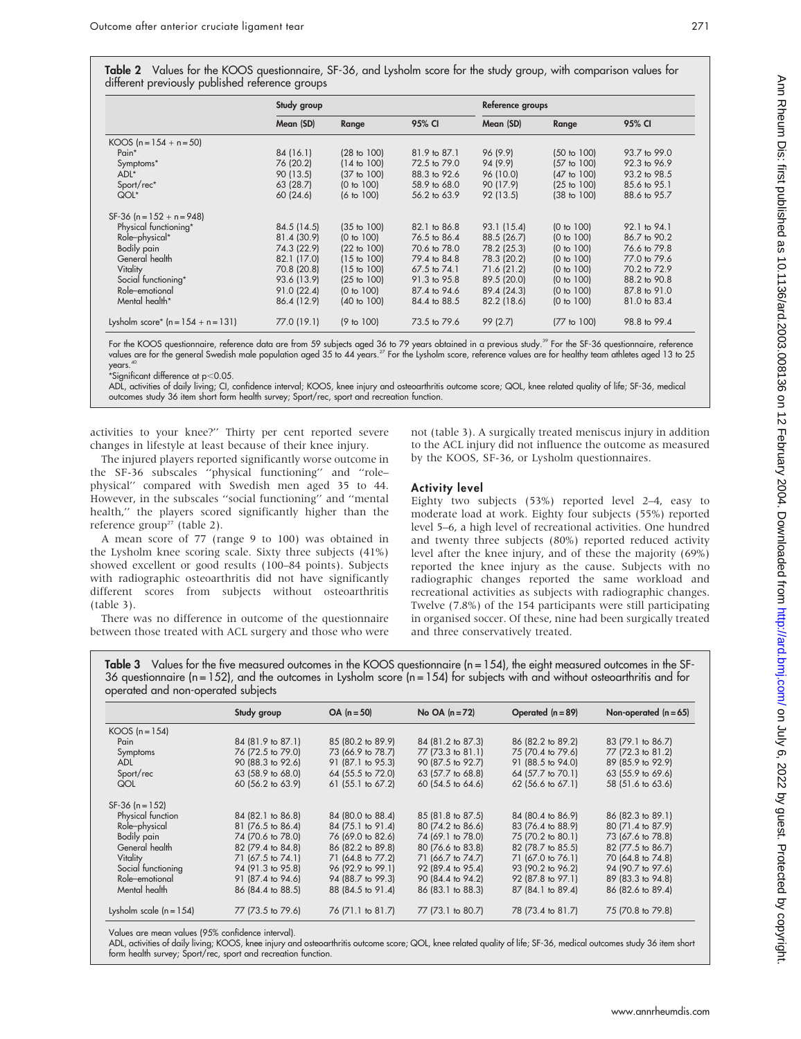**Table 2** Values for the KOOS questionnaire, SF-36, and Lysholm score for the study group, with comparison values for different previously published reference groups

| | Study group | | | Reference groups | | |
|---|---|---|---|---|---|---|
| | Mean (SD) | Range | 95% CI | Mean (SD) | Range | 95% CI |
| KOOS (n = 154 + n = 50) | | | | | | |
| Pain* | 84 (16.1) | (28 to 100) | 81.9 to 87.1 | 96 (9.9) | (50 to 100) | 93.7 to 99.0 |
| Symptoms* | 76 (20.2) | (14 to 100) | 72.5 to 79.0 | 94 (9.9) | (57 to 100) | 92.3 to 96.9 |
| ADL* | 90 (13.5) | (37 to 100) | 88.3 to 92.6 | 96 (10.0) | (47 to 100) | 93.2 to 98.5 |
| Sport/rec* | 63 (28.7) | (0 to 100) | 58.9 to 68.0 | 90 (17.9) | (25 to 100) | 85.6 to 95.1 |
| QOL* | 60 (24.6) | (6 to 100) | 56.2 to 63.9 | 92 (13.5) | (38 to 100) | 88.6 to 95.7 |
| SF-36 (n = 152 + n = 948) | | | | | | |
| Physical functioning* | 84.5 (14.5) | (35 to 100) | 82.1 to 86.8 | 93.1 (15.4) | (0 to 100) | 92.1 to 94.1 |
| Role–physical* | 81.4 (30.9) | (0 to 100) | 76.5 to 86.4 | 88.5 (26.7) | (0 to 100) | 86.7 to 90.2 |
| Bodily pain | 74.3 (22.9) | (22 to 100) | 70.6 to 78.0 | 78.2 (25.3) | (0 to 100) | 76.6 to 79.8 |
| General health | 82.1 (17.0) | (15 to 100) | 79.4 to 84.8 | 78.3 (20.2) | (0 to 100) | 77.0 to 79.6 |
| Vitality | 70.8 (20.8) | (15 to 100) | 67.5 to 74.1 | 71.6 (21.2) | (0 to 100) | 70.2 to 72.9 |
| Social functioning* | 93.6 (13.9) | (25 to 100) | 91.3 to 95.8 | 89.5 (20.0) | (0 to 100) | 88.2 to 90.8 |
| Role–emotional | 91.0 (22.4) | (0 to 100) | 87.4 to 94.6 | 89.4 (24.3) | (0 to 100) | 87.8 to 91.0 |
| Mental health* | 86.4 (12.9) | (40 to 100) | 84.4 to 88.5 | 82.2 (18.6) | (0 to 100) | 81.0 to 83.4 |
| Lysholm score* (n = 154 + n = 131) | 77.0 (19.1) | (9 to 100) | 73.5 to 79.6 | 99 (2.7) | (77 to 100) | 98.8 to 99.4 |

For the KOOS questionnaire, reference data are from 59 subjects aged 36 to 79 years obtained in a previous study.[39] For the SF-36 questionnaire, reference values are for the general Swedish male population aged 35 to 44 years.[27] For the Lysholm score, reference values are for healthy team athletes aged 13 to 25 years.[40]

*Significant difference at $p<0.05$.

ADL, activities of daily living; CI, confidence interval; KOOS, knee injury and osteoarthritis outcome score; QOL, knee related quality of life; SF-36, medical outcomes study 36 item short form health survey; Sport/rec, sport and recreation function.

activities to your knee?'' Thirty per cent reported severe changes in lifestyle at least because of their knee injury.

The injured players reported significantly worse outcome in the SF-36 subscales ''physical functioning'' and ''role–physical'' compared with Swedish men aged 35 to 44. However, in the subscales ''social functioning'' and ''mental health,'' the players scored significantly higher than the reference group[27] (table 2).

A mean score of 77 (range 9 to 100) was obtained in the Lysholm knee scoring scale. Sixty three subjects (41%) showed excellent or good results (100–84 points). Subjects with radiographic osteoarthritis did not have significantly different scores from subjects without osteoarthritis (table 3).

There was no difference in outcome of the questionnaire between those treated with ACL surgery and those who were not (table 3). A surgically treated meniscus injury in addition to the ACL injury did not influence the outcome as measured by the KOOS, SF-36, or Lysholm questionnaires.

### Activity level

Eighty two subjects (53%) reported level 2–4, easy to moderate load at work. Eighty four subjects (55%) reported level 5–6, a high level of recreational activities. One hundred and twenty three subjects (80%) reported reduced activity level after the knee injury, and of these the majority (69%) reported the knee injury as the cause. Subjects with no radiographic changes reported the same workload and recreational activities as subjects with radiographic changes. Twelve (7.8%) of the 154 participants were still participating in organised soccer. Of these, nine had been surgically treated and three conservatively treated.

**Table 3** Values for the five measured outcomes in the KOOS questionnaire (n = 154), the eight measured outcomes in the SF-36 questionnaire (n = 152), and the outcomes in Lysholm score (n = 154) for subjects with and without osteoarthritis and for operated and non-operated subjects

| | Study group | OA (n = 50) | No OA (n = 72) | Operated (n = 89) | Non-operated (n = 65) |
|---|---|---|---|---|---|
| KOOS (n = 154) | | | | | |
| Pain | 84 (81.9 to 87.1) | 85 (80.2 to 89.9) | 84 (81.2 to 87.3) | 86 (82.2 to 89.2) | 83 (79.1 to 86.7) |
| Symptoms | 76 (72.5 to 79.0) | 73 (66.9 to 78.7) | 77 (73.3 to 81.1) | 75 (70.4 to 79.6) | 77 (72.3 to 81.2) |
| ADL | 90 (88.3 to 92.6) | 91 (87.1 to 95.3) | 90 (87.5 to 92.7) | 91 (88.5 to 94.0) | 89 (85.9 to 92.9) |
| Sport/rec | 63 (58.9 to 68.0) | 64 (55.5 to 72.0) | 63 (57.7 to 68.8) | 64 (57.7 to 70.1) | 63 (55.9 to 69.6) |
| QOL | 60 (56.2 to 63.9) | 61 (55.1 to 67.2) | 60 (54.5 to 64.6) | 62 (56.6 to 67.1) | 58 (51.6 to 63.6) |
| SF-36 (n = 152) | | | | | |
| Physical function | 84 (82.1 to 86.8) | 84 (80.0 to 88.4) | 85 (81.8 to 87.5) | 84 (80.4 to 86.9) | 86 (82.3 to 89.1) |
| Role–physical | 81 (76.5 to 86.4) | 84 (75.1 to 91.4) | 80 (74.2 to 86.6) | 83 (76.4 to 88.9) | 80 (71.4 to 87.9) |
| Bodily pain | 74 (70.6 to 78.0) | 76 (69.0 to 82.6) | 74 (69.1 to 78.0) | 75 (70.2 to 80.1) | 73 (67.6 to 78.8) |
| General health | 82 (79.4 to 84.8) | 86 (82.2 to 89.8) | 80 (76.6 to 83.8) | 82 (78.7 to 85.5) | 82 (77.5 to 86.7) |
| Vitality | 71 (67.5 to 74.1) | 71 (64.8 to 77.2) | 71 (66.7 to 74.7) | 71 (67.0 to 76.1) | 70 (64.8 to 74.8) |
| Social functioning | 94 (91.3 to 95.8) | 96 (92.9 to 99.1) | 92 (89.4 to 95.4) | 93 (90.2 to 96.2) | 94 (90.7 to 97.6) |
| Role–emotional | 91 (87.4 to 94.6) | 94 (88.7 to 99.3) | 90 (84.4 to 94.2) | 92 (87.8 to 97.1) | 89 (83.3 to 94.8) |
| Mental health | 86 (84.4 to 88.5) | 88 (84.5 to 91.4) | 86 (83.1 to 88.3) | 87 (84.1 to 89.4) | 86 (82.6 to 89.4) |
| Lysholm scale (n = 154) | 77 (73.5 to 79.6) | 76 (71.1 to 81.7) | 77 (73.1 to 80.7) | 78 (73.4 to 81.7) | 75 (70.8 to 79.8) |

Values are mean values (95% confidence interval).

ADL, activities of daily living; KOOS, knee injury and osteoarthritis outcome score; QOL, knee related quality of life; SF-36, medical outcomes study 36 item short form health survey; Sport/rec, sport and recreation function.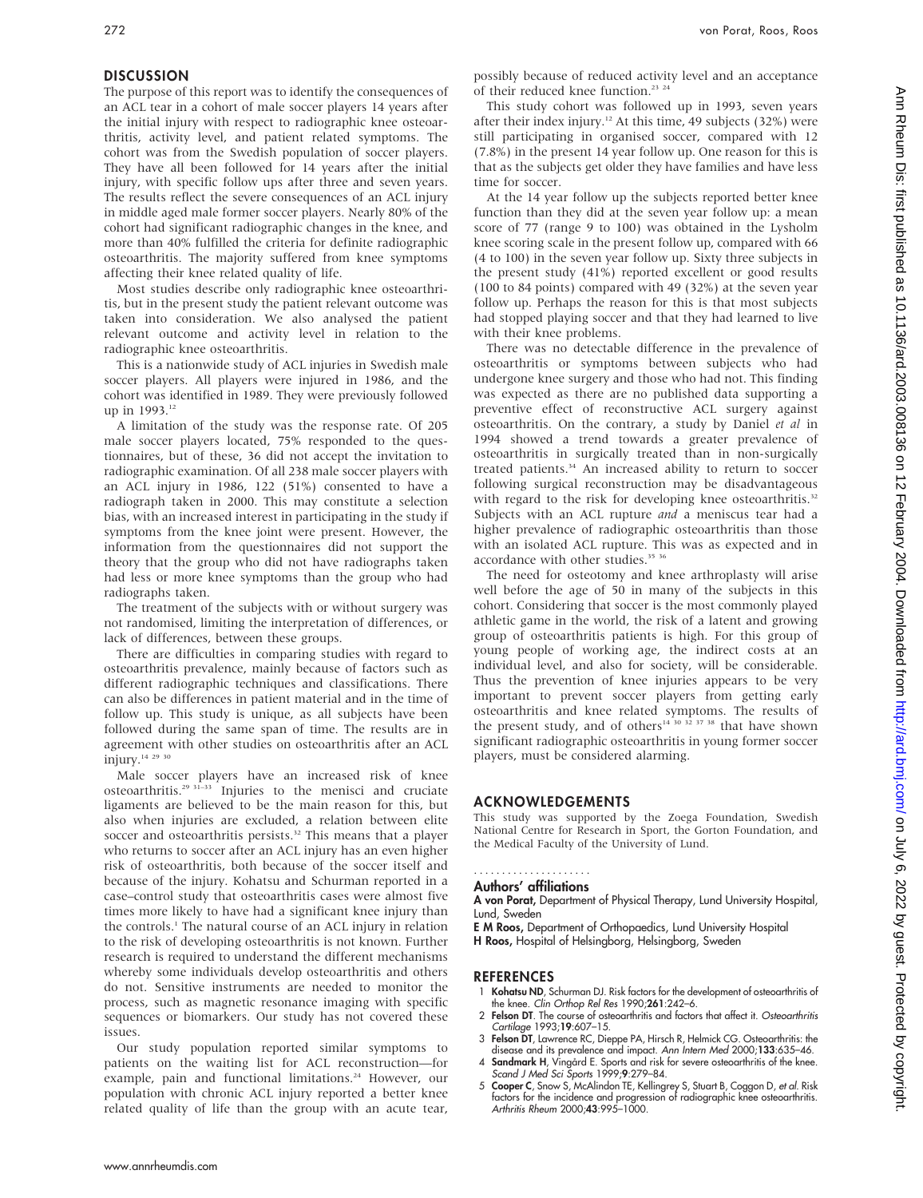## DISCUSSION

The purpose of this report was to identify the consequences of an ACL tear in a cohort of male soccer players 14 years after the initial injury with respect to radiographic knee osteoarthritis, activity level, and patient related symptoms. The cohort was from the Swedish population of soccer players. They have all been followed for 14 years after the initial injury, with specific follow ups after three and seven years. The results reflect the severe consequences of an ACL injury in middle aged male former soccer players. Nearly 80% of the cohort had significant radiographic changes in the knee, and more than 40% fulfilled the criteria for definite radiographic osteoarthritis. The majority suffered from knee symptoms affecting their knee related quality of life.

Most studies describe only radiographic knee osteoarthritis, but in the present study the patient relevant outcome was taken into consideration. We also analysed the patient relevant outcome and activity level in relation to the radiographic knee osteoarthritis.

This is a nationwide study of ACL injuries in Swedish male soccer players. All players were injured in 1986, and the cohort was identified in 1989. They were previously followed up in 1993.[12]

A limitation of the study was the response rate. Of 205 male soccer players located, 75% responded to the questionnaires, but of these, 36 did not accept the invitation to radiographic examination. Of all 238 male soccer players with an ACL injury in 1986, 122 (51%) consented to have a radiograph taken in 2000. This may constitute a selection bias, with an increased interest in participating in the study if symptoms from the knee joint were present. However, the information from the questionnaires did not support the theory that the group who did not have radiographs taken had less or more knee symptoms than the group who had radiographs taken.

The treatment of the subjects with or without surgery was not randomised, limiting the interpretation of differences, or lack of differences, between these groups.

There are difficulties in comparing studies with regard to osteoarthritis prevalence, mainly because of factors such as different radiographic techniques and classifications. There can also be differences in patient material and in the time of follow up. This study is unique, as all subjects have been followed during the same span of time. The results are in agreement with other studies on osteoarthritis after an ACL injury.[14 29 30]

Male soccer players have an increased risk of knee osteoarthritis.[29 31–33] Injuries to the menisci and cruciate ligaments are believed to be the main reason for this, but also when injuries are excluded, a relation between elite soccer and osteoarthritis persists.[32] This means that a player who returns to soccer after an ACL injury has an even higher risk of osteoarthritis, both because of the soccer itself and because of the injury. Kohatsu and Schurman reported in a case–control study that osteoarthritis cases were almost five times more likely to have had a significant knee injury than the controls.[1] The natural course of an ACL injury in relation to the risk of developing osteoarthritis is not known. Further research is required to understand the different mechanisms whereby some individuals develop osteoarthritis and others do not. Sensitive instruments are needed to monitor the process, such as magnetic resonance imaging with specific sequences or biomarkers. Our study has not covered these issues.

Our study population reported similar symptoms to patients on the waiting list for ACL reconstruction—for example, pain and functional limitations.[24] However, our population with chronic ACL injury reported a better knee related quality of life than the group with an acute tear, possibly because of reduced activity level and an acceptance of their reduced knee function.[23 24]

This study cohort was followed up in 1993, seven years after their index injury.[12] At this time, 49 subjects (32%) were still participating in organised soccer, compared with 12 (7.8%) in the present 14 year follow up. One reason for this is that as the subjects get older they have families and have less time for soccer.

At the 14 year follow up the subjects reported better knee function than they did at the seven year follow up: a mean score of 77 (range 9 to 100) was obtained in the Lysholm knee scoring scale in the present follow up, compared with 66 (4 to 100) in the seven year follow up. Sixty three subjects in the present study (41%) reported excellent or good results (100 to 84 points) compared with 49 (32%) at the seven year follow up. Perhaps the reason for this is that most subjects had stopped playing soccer and that they had learned to live with their knee problems.

There was no detectable difference in the prevalence of osteoarthritis or symptoms between subjects who had undergone knee surgery and those who had not. This finding was expected as there are no published data supporting a preventive effect of reconstructive ACL surgery against osteoarthritis. On the contrary, a study by Daniel *et al* in 1994 showed a trend towards a greater prevalence of osteoarthritis in surgically treated than in non-surgically treated patients.[34] An increased ability to return to soccer following surgical reconstruction may be disadvantageous with regard to the risk for developing knee osteoarthritis.[32] Subjects with an ACL rupture *and* a meniscus tear had a higher prevalence of radiographic osteoarthritis than those with an isolated ACL rupture. This was as expected and in accordance with other studies.[35 36]

The need for osteotomy and knee arthroplasty will arise well before the age of 50 in many of the subjects in this cohort. Considering that soccer is the most commonly played athletic game in the world, the risk of a latent and growing group of osteoarthritis patients is high. For this group of young people of working age, the indirect costs at an individual level, and also for society, will be considerable. Thus the prevention of knee injuries appears to be very important to prevent soccer players from getting early osteoarthritis and knee related symptoms. The results of the present study, and of others[14 30 32 37 38] that have shown significant radiographic osteoarthritis in young former soccer players, must be considered alarming.

## ACKNOWLEDGEMENTS

This study was supported by the Zoega Foundation, Swedish National Centre for Research in Sport, the Gorton Foundation, and the Medical Faculty of the University of Lund.

### Authors' affiliations

**A von Porat,** Department of Physical Therapy, Lund University Hospital, Lund, Sweden

**E M Roos,** Department of Orthopaedics, Lund University Hospital

**H Roos,** Hospital of Helsingborg, Helsingborg, Sweden

## REFERENCES

1. **Kohatsu ND**, Schurman DJ. Risk factors for the development of osteoarthritis of the knee. *Clin Orthop Rel Res* 1990;**261**:242–6.
2. **Felson DT**. The course of osteoarthritis and factors that affect it. *Osteoarthritis Cartilage* 1993;**19**:607–15.
3. **Felson DT**, Lawrence RC, Dieppe PA, Hirsch R, Helmick CG. Osteoarthritis: the disease and its prevalence and impact. *Ann Intern Med* 2000;**133**:635–46.
4. **Sandmark H**, Vingård E. Sports and risk for severe osteoarthritis of the knee. *Scand J Med Sci Sports* 1999;**9**:279–84.
5. **Cooper C**, Snow S, McAlindon TE, Kellingrey S, Stuart B, Coggon D, *et al*. Risk factors for the incidence and progression of radiographic knee osteoarthritis. *Arthritis Rheum* 2000;**43**:995–1000.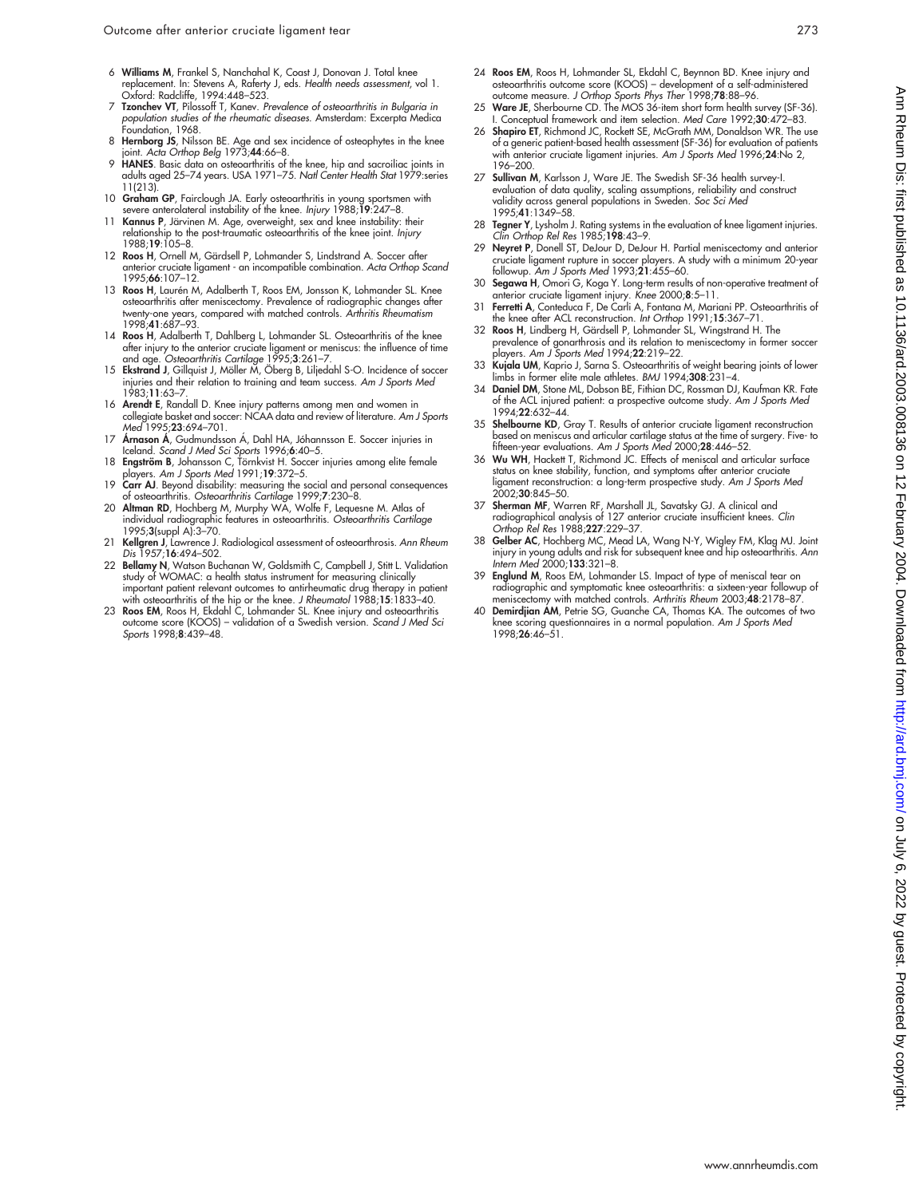6 **Williams M**, Frankel S, Nanchahal K, Coast J, Donovan J. Total knee replacement. In: Stevens A, Raferty J, eds. *Health needs assessment*, vol 1. Oxford: Radcliffe, 1994:448–523.

7 **Tzonchev VT**, Pilossoff T, Kanev. *Prevalence of osteoarthritis in Bulgaria in population studies of the rheumatic diseases*. Amsterdam: Excerpta Medica Foundation, 1968.

8 **Hernborg JS**, Nilsson BE. Age and sex incidence of osteophytes in the knee joint. *Acta Orthop Belg* 1973;**44**:66–8.

9 **HANES**. Basic data on osteoarthritis of the knee, hip and sacroiliac joints in adults aged 25–74 years. USA 1971–75. *Natl Center Health Stat* 1979:series 11(213).

10 **Graham GP**, Fairclough JA. Early osteoarthritis in young sportsmen with severe anterolateral instability of the knee. *Injury* 1988;**19**:247–8.

11 **Kannus P**, Järvinen M. Age, overweight, sex and knee instability: their relationship to the post-traumatic osteoarthritis of the knee joint. *Injury* 1988;**19**:105–8.

12 **Roos H**, Ornell M, Gärdsell P, Lohmander S, Lindstrand A. Soccer after anterior cruciate ligament - an incompatible combination. *Acta Orthop Scand* 1995;**66**:107–12.

13 **Roos H**, Laurén M, Adalberth T, Roos EM, Jonsson K, Lohmander SL. Knee osteoarthritis after meniscectomy. Prevalence of radiographic changes after twenty-one years, compared with matched controls. *Arthritis Rheumatism* 1998;**41**:687–93.

14 **Roos H**, Adalberth T, Dahlberg L, Lohmander SL. Osteoarthritis of the knee after injury to the anterior cruciate ligament or meniscus: the influence of time and age. *Osteoarthritis Cartilage* 1995;**3**:261–7.

15 **Ekstrand J**, Gillquist J, Möller M, Öberg B, Liljedahl S-O. Incidence of soccer injuries and their relation to training and team success. *Am J Sports Med* 1983;**11**:63–7.

16 **Arendt E**, Randall D. Knee injury patterns among men and women in collegiate basket and soccer: NCAA data and review of literature. *Am J Sports Med* 1995;**23**:694–701.

17 **Árnason Á**, Gudmundsson Á, Dahl HA, Jóhannsson E. Soccer injuries in Iceland. *Scand J Med Sci Sports* 1996;**6**:40–5.

18 **Engström B**, Johansson C, Törnkvist H. Soccer injuries among elite female players. *Am J Sports Med* 1991;**19**:372–5.

19 **Carr AJ**. Beyond disability: measuring the social and personal consequences of osteoarthritis. *Osteoarthritis Cartilage* 1999;**7**:230–8.

20 **Altman RD**, Hochberg M, Murphy WA, Wolfe F, Lequesne M. Atlas of individual radiographic features in osteoarthritis. *Osteoarthritis Cartilage* 1995;**3**(suppl A):3–70.

21 **Kellgren J**, Lawrence J. Radiological assessment of osteoarthrosis. *Ann Rheum Dis* 1957;**16**:494–502.

22 **Bellamy N**, Watson Buchanan W, Goldsmith C, Campbell J, Stitt L. Validation study of WOMAC: a health status instrument for measuring clinically important patient relevant outcomes to antirheumatic drug therapy in patient with osteoarthritis of the hip or the knee. *J Rheumatol* 1988;**15**:1833–40.

23 **Roos EM**, Roos H, Ekdahl C, Lohmander SL. Knee injury and osteoarthritis outcome score (KOOS) – validation of a Swedish version. *Scand J Med Sci Sports* 1998;**8**:439–48.

24 **Roos EM**, Roos H, Lohmander SL, Ekdahl C, Beynnon BD. Knee injury and osteoarthritis outcome score (KOOS) – development of a self-administered outcome measure. *J Orthop Sports Phys Ther* 1998;**78**:88–96.

25 **Ware JE**, Sherbourne CD. The MOS 36-item short form health survey (SF-36). I. Conceptual framework and item selection. *Med Care* 1992;**30**:472–83.

26 **Shapiro ET**, Richmond JC, Rockett SE, McGrath MM, Donaldson WR. The use of a generic patient-based health assessment (SF-36) for evaluation of patients with anterior cruciate ligament injuries. *Am J Sports Med* 1996;**24**:No 2, 196–200.

27 **Sullivan M**, Karlsson J, Ware JE. The Swedish SF-36 health survey-I. evaluation of data quality, scaling assumptions, reliability and construct validity across general populations in Sweden. *Soc Sci Med* 1995;**41**:1349–58.

28 **Tegner Y**, Lysholm J. Rating systems in the evaluation of knee ligament injuries. *Clin Orthop Rel Res* 1985;**198**:43–9.

29 **Neyret P**, Donell ST, DeJour D, DeJour H. Partial meniscectomy and anterior cruciate ligament rupture in soccer players. A study with a minimum 20-year followup. *Am J Sports Med* 1993;**21**:455–60.

30 **Segawa H**, Omori G, Koga Y. Long-term results of non-operative treatment of anterior cruciate ligament injury. *Knee* 2000;**8**:5–11.

31 **Ferretti A**, Conteduca F, De Carli A, Fontana M, Mariani PP. Osteoarthritis of the knee after ACL reconstruction. *Int Orthop* 1991;**15**:367–71.

32 **Roos H**, Lindberg H, Gärdsell P, Lohmander SL, Wingstrand H. The prevalence of gonarthrosis and its relation to meniscectomy in former soccer players. *Am J Sports Med* 1994;**22**:219–22.

33 **Kujala UM**, Kaprio J, Sarna S. Osteoarthritis of weight bearing joints of lower limbs in former elite male athletes. *BMJ* 1994;**308**:231–4.

34 **Daniel DM**, Stone ML, Dobson BE, Fithian DC, Rossman DJ, Kaufman KR. Fate of the ACL injured patient: a prospective outcome study. *Am J Sports Med* 1994;**22**:632–44.

35 **Shelbourne KD**, Gray T. Results of anterior cruciate ligament reconstruction based on meniscus and articular cartilage status at the time of surgery. Five- to fifteen-year evaluations. *Am J Sports Med* 2000;**28**:446–52.

36 **Wu WH**, Hackett T, Richmond JC. Effects of meniscal and articular surface status on knee stability, function, and symptoms after anterior cruciate ligament reconstruction: a long-term prospective study. *Am J Sports Med* 2002;**30**:845–50.

37 **Sherman MF**, Warren RF, Marshall JL, Savatsky GJ. A clinical and radiographical analysis of 127 anterior cruciate insufficient knees. *Clin Orthop Rel Res* 1988;**227**:229–37.

38 **Gelber AC**, Hochberg MC, Mead LA, Wang N-Y, Wigley FM, Klag MJ. Joint injury in young adults and risk for subsequent knee and hip osteoarthritis. *Ann Intern Med* 2000;**133**:321–8.

39 **Englund M**, Roos EM, Lohmander LS. Impact of type of meniscal tear on radiographic and symptomatic knee osteoarthritis: a sixteen-year followup of meniscectomy with matched controls. *Arthritis Rheum* 2003;**48**:2178–87.

40 **Demirdjian AM**, Petrie SG, Guanche CA, Thomas KA. The outcomes of two knee scoring questionnaires in a normal population. *Am J Sports Med* 1998;**26**:46–51.